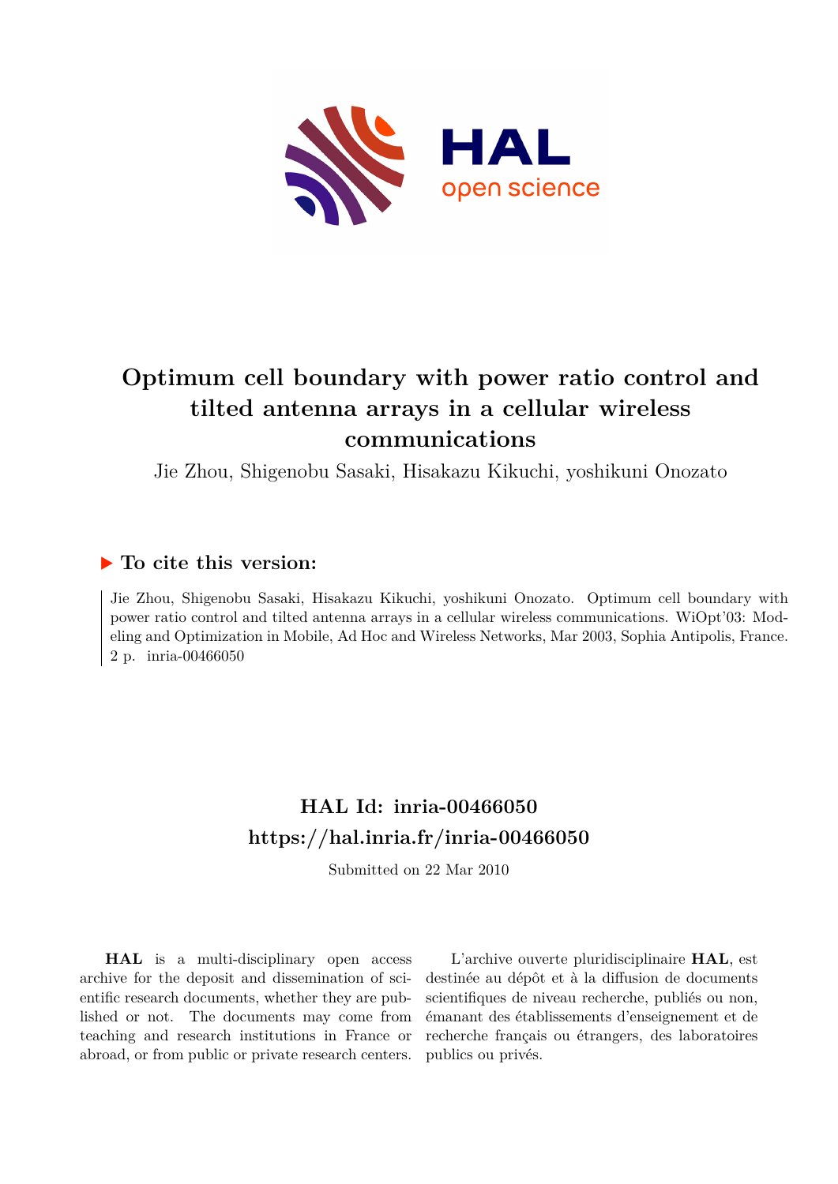# Optimum cell boundary with power ratio control and tilted antenna arrays in a cellular wireless communications

Jie Zhou, Shigenobu Sasaki, Hisakazu Kikuchi, yoshikuni Onozato

## ▶ To cite this version:

Jie Zhou, Shigenobu Sasaki, Hisakazu Kikuchi, yoshikuni Onozato. Optimum cell boundary with power ratio control and tilted antenna arrays in a cellular wireless communications. WiOpt'03: Modeling and Optimization in Mobile, Ad Hoc and Wireless Networks, Mar 2003, Sophia Antipolis, France. 2 p. inria-00466050

## HAL Id: inria-00466050
## https://hal.inria.fr/inria-00466050

Submitted on 22 Mar 2010

**HAL** is a multi-disciplinary open access archive for the deposit and dissemination of scientific research documents, whether they are published or not. The documents may come from teaching and research institutions in France or abroad, or from public or private research centers.

L'archive ouverte pluridisciplinaire **HAL**, est destinée au dépôt et à la diffusion de documents scientifiques de niveau recherche, publiés ou non, émanant des établissements d'enseignement et de recherche français ou étrangers, des laboratoires publics ou privés.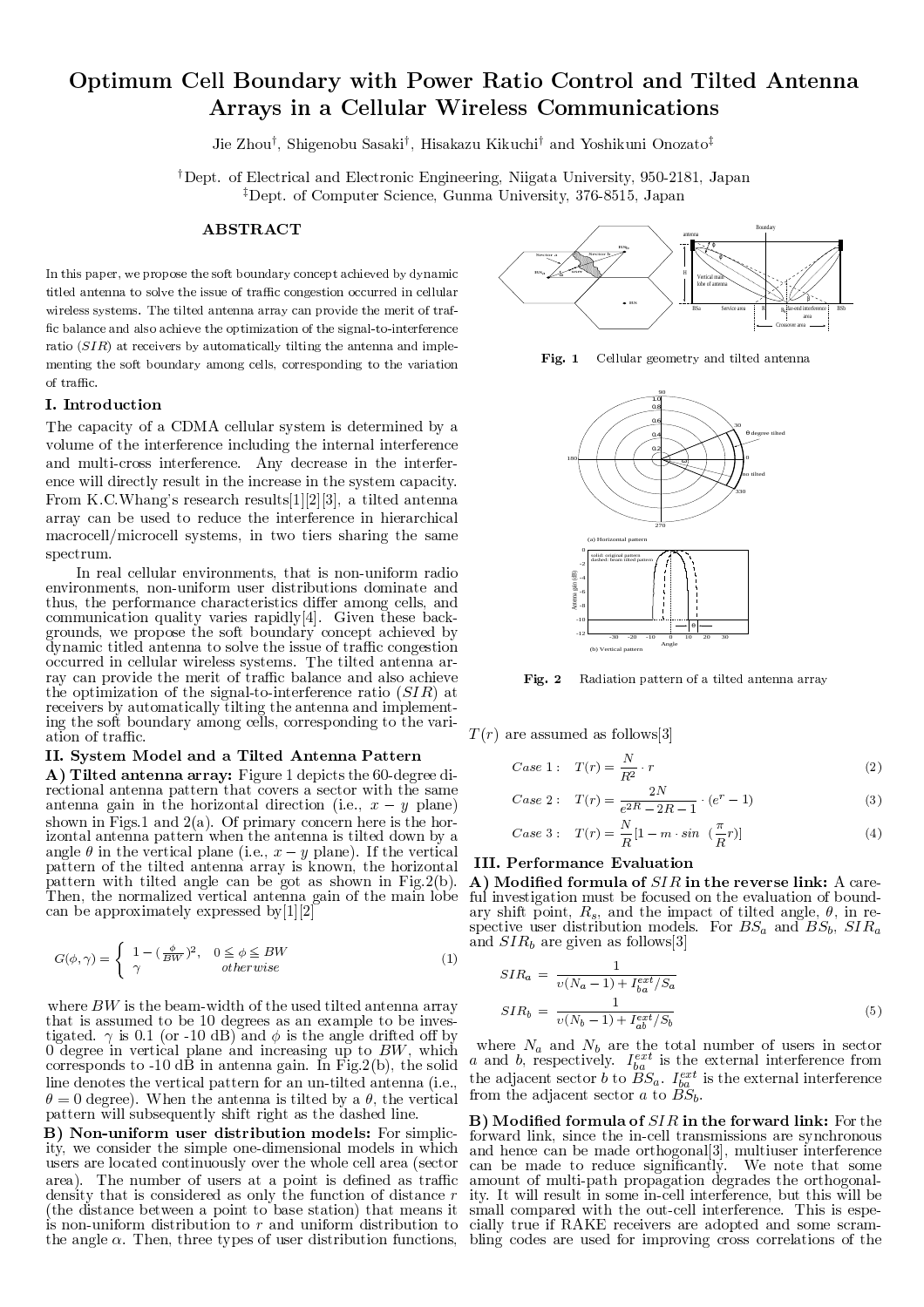# Optimum Cell Boundary with Power Ratio Control and Tilted Antenna Arrays in a Cellular Wireless Communications

Jie Zhou†, Shigenobu Sasaki†, Hisakazu Kikuchi† and Yoshikuni Onozato‡

†Dept. of Electrical and Electronic Engineering, Niigata University, 950-2181, Japan
‡Dept. of Computer Science, Gunma University, 376-8515, Japan

## ABSTRACT

In this paper, we propose the soft boundary concept achieved by dynamic titled antenna to solve the issue of traffic congestion occurred in cellular wireless systems. The tilted antenna array can provide the merit of traffic balance and also achieve the optimization of the signal-to-interference ratio ($SIR$) at receivers by automatically tilting the antenna and implementing the soft boundary among cells, corresponding to the variation of traffic.

## I. Introduction

The capacity of a CDMA cellular system is determined by a volume of the interference including the internal interference and multi-cross interference. Any decrease in the interference will directly result in the increase in the system capacity. From K.C.Whang's research results[1][2][3], a tilted antenna array can be used to reduce the interference in hierarchical macrocell/microcell systems, in two tiers sharing the same spectrum.

In real cellular environments, that is non-uniform radio environments, non-uniform user distributions dominate and thus, the performance characteristics differ among cells, and communication quality varies rapidly[4]. Given these backgrounds, we propose the soft boundary concept achieved by dynamic titled antenna to solve the issue of traffic congestion occurred in cellular wireless systems. The tilted antenna array can provide the merit of traffic balance and also achieve the optimization of the signal-to-interference ratio ($SIR$) at receivers by automatically tilting the antenna and implementing the soft boundary among cells, corresponding to the variation of traffic.

## II. System Model and a Tilted Antenna Pattern

**A) Tilted antenna array:** Figure 1 depicts the 60-degree directional antenna pattern that covers a sector with the same antenna gain in the horizontal direction (i.e., $x-y$ plane) shown in Figs.1 and 2(a). Of primary concern here is the horizontal antenna pattern when the antenna is tilted down by a angle $\theta$ in the vertical plane (i.e., $x-y$ plane). If the vertical pattern of the tilted antenna array is known, the horizontal pattern with tilted angle can be got as shown in Fig.2(b). Then, the normalized vertical antenna gain of the main lobe can be approximately expressed by[1][2]

$$G(\phi,\gamma) = \begin{cases} 1-(\frac{\phi}{BW})^2, & 0 \leqq \phi \leqq BW \\ \gamma & otherwise \end{cases} \tag{1}$$

where $BW$ is the beam-width of the used tilted antenna array that is assumed to be 10 degrees as an example to be investigated. $\gamma$ is 0.1 (or -10 dB) and $\phi$ is the angle drifted off by 0 degree in vertical plane and increasing up to $BW$, which corresponds to -10 dB in antenna gain. In Fig.2(b), the solid line denotes the vertical pattern for an un-tilted antenna (i.e., $\theta = 0$ degree). When the antenna is tilted by a $\theta$, the vertical pattern will subsequently shift right as the dashed line.

**B) Non-uniform user distribution models:** For simplicity, we consider the simple one-dimensional models in which users are located continuously over the whole cell area (sector area). The number of users at a point is defined as traffic density that is considered as only the function of distance $r$ (the distance between a point to base station) that means it is non-uniform distribution to $r$ and uniform distribution to the angle $\alpha$. Then, three types of user distribution functions, $T(r)$ are assumed as follows[3]

**Fig. 1** Cellular geometry and tilted antenna

**Fig. 2** Radiation pattern of a tilted antenna array

$$Case\ 1: \quad T(r) = \frac{N}{R^2}\cdot r \tag{2}$$

$$Case\ 2: \quad T(r) = \frac{2N}{e^{2R}-2R-1}\cdot(e^r-1) \tag{3}$$

$$Case\ 3: \quad T(r) = \frac{N}{R}[1-m\cdot sin\ (\frac{\pi}{R}r)] \tag{4}$$

## III. Performance Evaluation

**A) Modified formula of $SIR$ in the reverse link:** A careful investigation must be focused on the evaluation of boundary shift point, $R_s$, and the impact of tilted angle, $\theta$, in respective user distribution models. For $BS_a$ and $BS_b$, $SIR_a$ and $SIR_b$ are given as follows[3]

$$SIR_a = \frac{1}{\upsilon(N_a-1)+I_{ba}^{ext}/S_a}$$
$$SIR_b = \frac{1}{\upsilon(N_b-1)+I_{ab}^{ext}/S_b} \tag{5}$$

where $N_a$ and $N_b$ are the total number of users in sector $a$ and $b$, respectively. $I_{ba}^{ext}$ is the external interference from the adjacent sector $b$ to $BS_a$. $I_{ba}^{ext}$ is the external interference from the adjacent sector $a$ to $BS_b$.

**B) Modified formula of $SIR$ in the forward link:** For the forward link, since the in-cell transmissions are synchronous and hence can be made orthogonal[3], multiuser interference can be made to reduce significantly. We note that some amount of multi-path propagation degrades the orthogonality. It will result in some in-cell interference, but this will be small compared with the out-cell interference. This is especially true if RAKE receivers are adopted and some scrambling codes are used for improving cross correlations of the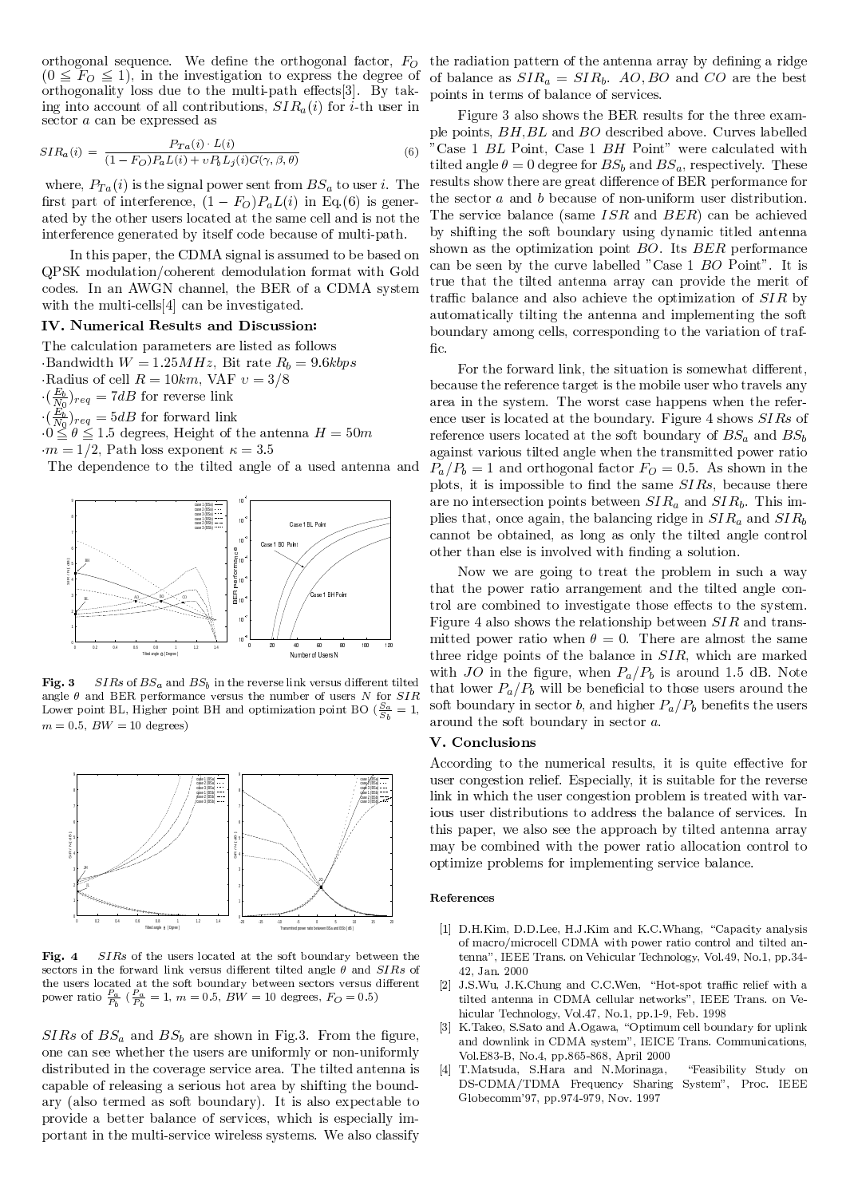orthogonal sequence. We define the orthogonal factor, $F_O$ $(0 \leqq F_O \leqq 1)$, in the investigation to express the degree of orthogonality loss due to the multi-path effects[3]. By taking into account of all contributions, $SIR_a(i)$ for $i$-th user in sector $a$ can be expressed as

$$SIR_a(i) = \frac{P_{Ta}(i) \cdot L(i)}{(1 - F_O)P_a L(i) + \upsilon P_b L_j(i) G(\gamma, \beta, \theta)} \quad (6)$$

where, $P_{Ta}(i)$ is the signal power sent from $BS_a$ to user $i$. The first part of interference, $(1 - F_O)P_a L(i)$ in Eq.(6) is generated by the other users located at the same cell and is not the interference generated by itself code because of multi-path.

In this paper, the CDMA signal is assumed to be based on QPSK modulation/coherent demodulation format with Gold codes. In an AWGN channel, the BER of a CDMA system with the multi-cells[4] can be investigated.

## IV. Numerical Results and Discussion:

The calculation parameters are listed as follows

·Bandwidth $W = 1.25MHz$, Bit rate $R_b = 9.6kbps$

·Radius of cell $R = 10km$, VAF $\upsilon = 3/8$

·$(\frac{E_b}{N_0})_{req} = 7dB$ for reverse link

·$(\frac{E_b}{N_0})_{req} = 5dB$ for forward link

·$0 \leqq \theta \leqq 1.5$ degrees, Height of the antenna $H = 50m$

·$m = 1/2$, Path loss exponent $\kappa = 3.5$

The dependence to the tilted angle of a used antenna and

case 1 (BSa)
case 2 (BSa)
case 3 (BSa)
case 1 (BSb)
case 2 (BSb)
case 3 (BSb)
BH
BL
AO
BO
CO
Tilted angle θ [Degree]
Case 1 BL Point
Case 1 BO Point
Case 1 BH Point
BER performance
Number of Users N

**Fig. 3** $SIRs$ of $BS_a$ and $BS_b$ in the reverse link versus different tilted angle $\theta$ and BER performance versus the number of users $N$ for $SIR$ Lower point BL, Higher point BH and optimization point BO ($\frac{S_a}{S_b} = 1$, $m = 0.5$, $BW = 10$ degrees)

case 1 (BSa)
case 2 (BSa)
case 3 (BSa)
case 1 (BSb)
case 2 (BSb)
case 3 (BSb)
BH
BL
JO
Tilted angle θ [Degree]
Transmitted power ratio between BSa and BSb [dB]

**Fig. 4** $SIRs$ of the users located at the soft boundary between the sectors in the forward link versus different tilted angle $\theta$ and $SIRs$ of the users located at the soft boundary between sectors versus different power ratio $\frac{P_a}{P_b}$ ($\frac{P_a}{P_b} = 1$, $m = 0.5$, $BW = 10$ degrees, $F_O = 0.5$)

$SIRs$ of $BS_a$ and $BS_b$ are shown in Fig.3. From the figure, one can see whether the users are uniformly or non-uniformly distributed in the coverage service area. The tilted antenna is capable of releasing a serious hot area by shifting the boundary (also termed as soft boundary). It is also expectable to provide a better balance of services, which is especially important in the multi-service wireless systems. We also classify the radiation pattern of the antenna array by defining a ridge of balance as $SIR_a = SIR_b$. $AO, BO$ and $CO$ are the best points in terms of balance of services.

Figure 3 also shows the BER results for the three example points, $BH$,$BL$ and $BO$ described above. Curves labelled "Case 1 $BL$ Point, Case 1 $BH$ Point" were calculated with tilted angle $\theta = 0$ degree for $BS_b$ and $BS_a$, respectively. These results show there are great difference of BER performance for the sector $a$ and $b$ because of non-uniform user distribution. The service balance (same $ISR$ and $BER$) can be achieved by shifting the soft boundary using dynamic titled antenna shown as the optimization point $BO$. Its $BER$ performance can be seen by the curve labelled "Case 1 $BO$ Point". It is true that the tilted antenna array can provide the merit of traffic balance and also achieve the optimization of $SIR$ by automatically tilting the antenna and implementing the soft boundary among cells, corresponding to the variation of traffic.

For the forward link, the situation is somewhat different, because the reference target is the mobile user who travels any area in the system. The worst case happens when the reference user is located at the boundary. Figure 4 shows $SIRs$ of reference users located at the soft boundary of $BS_a$ and $BS_b$ against various tilted angle when the transmitted power ratio $P_a/P_b = 1$ and orthogonal factor $F_O = 0.5$. As shown in the plots, it is impossible to find the same $SIRs$, because there are no intersection points between $SIR_a$ and $SIR_b$. This implies that, once again, the balancing ridge in $SIR_a$ and $SIR_b$ cannot be obtained, as long as only the tilted angle control other than else is involved with finding a solution.

Now we are going to treat the problem in such a way that the power ratio arrangement and the tilted angle control are combined to investigate those effects to the system. Figure 4 also shows the relationship between $SIR$ and transmitted power ratio when $\theta = 0$. There are almost the same three ridge points of the balance in $SIR$, which are marked with $JO$ in the figure, when $P_a/P_b$ is around 1.5 dB. Note that lower $P_a/P_b$ will be beneficial to those users around the soft boundary in sector $b$, and higher $P_a/P_b$ benefits the users around the soft boundary in sector $a$.

## V. Conclusions

According to the numerical results, it is quite effective for user congestion relief. Especially, it is suitable for the reverse link in which the user congestion problem is treated with various user distributions to address the balance of services. In this paper, we also see the approach by tilted antenna array may be combined with the power ratio allocation control to optimize problems for implementing service balance.

### References

[1] D.H.Kim, D.D.Lee, H.J.Kim and K.C.Whang, "Capacity analysis of macro/microcell CDMA with power ratio control and tilted antenna", IEEE Trans. on Vehicular Technology, Vol.49, No.1, pp.34-42, Jan. 2000

[2] J.S.Wu, J.K.Chung and C.C.Wen, "Hot-spot traffic relief with a tilted antenna in CDMA cellular networks", IEEE Trans. on Vehicular Technology, Vol.47, No.1, pp.1-9, Feb. 1998

[3] K.Takeo, S.Sato and A.Ogawa, "Optimum cell boundary for uplink and downlink in CDMA system", IEICE Trans. Communications, Vol.E83-B, No.4, pp.865-868, April 2000

[4] T.Matsuda, S.Hara and N.Morinaga, "Feasibility Study on DS-CDMA/TDMA Frequency Sharing System", Proc. IEEE Globecomm'97, pp.974-979, Nov. 1997